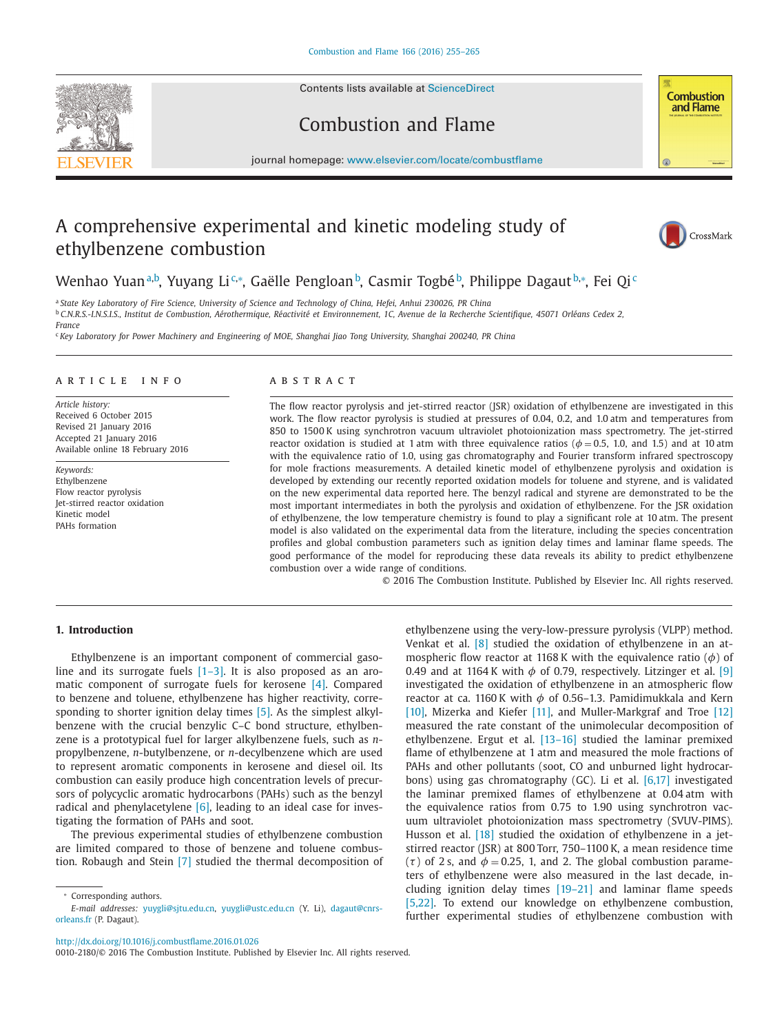# A comprehensive experimental and kinetic modeling study of ethylbenzene combustion

Wenhao Yuan[a,b], Yuyang Li[c,*], Gaëlle Pengloan[b], Casmir Togbé[b], Philippe Dagaut[b,*], Fei Qi[c]

[a] State Key Laboratory of Fire Science, University of Science and Technology of China, Hefei, Anhui 230026, PR China
[b] C.N.R.S.-I.N.S.I.S., Institut de Combustion, Aérothermique, Réactivité et Environnement, 1C, Avenue de la Recherche Scientifique, 45071 Orléans Cedex 2, France
[c] Key Laboratory for Power Machinery and Engineering of MOE, Shanghai Jiao Tong University, Shanghai 200240, PR China

## ARTICLE INFO

*Article history:*
Received 6 October 2015
Revised 21 January 2016
Accepted 21 January 2016
Available online 18 February 2016

*Keywords:*
Ethylbenzene
Flow reactor pyrolysis
Jet-stirred reactor oxidation
Kinetic model
PAHs formation

## ABSTRACT

The flow reactor pyrolysis and jet-stirred reactor (JSR) oxidation of ethylbenzene are investigated in this work. The flow reactor pyrolysis is studied at pressures of 0.04, 0.2, and 1.0 atm and temperatures from 850 to 1500 K using synchrotron vacuum ultraviolet photoionization mass spectrometry. The jet-stirred reactor oxidation is studied at 1 atm with three equivalence ratios ($\phi = 0.5$, 1.0, and 1.5) and at 10 atm with the equivalence ratio of 1.0, using gas chromatography and Fourier transform infrared spectroscopy for mole fractions measurements. A detailed kinetic model of ethylbenzene pyrolysis and oxidation is developed by extending our recently reported oxidation models for toluene and styrene, and is validated on the new experimental data reported here. The benzyl radical and styrene are demonstrated to be the most important intermediates in both the pyrolysis and oxidation of ethylbenzene. For the JSR oxidation of ethylbenzene, the low temperature chemistry is found to play a significant role at 10 atm. The present model is also validated on the experimental data from the literature, including the species concentration profiles and global combustion parameters such as ignition delay times and laminar flame speeds. The good performance of the model for reproducing these data reveals its ability to predict ethylbenzene combustion over a wide range of conditions.

© 2016 The Combustion Institute. Published by Elsevier Inc. All rights reserved.

## 1. Introduction

Ethylbenzene is an important component of commercial gasoline and its surrogate fuels [1–3]. It is also proposed as an aromatic component of surrogate fuels for kerosene [4]. Compared to benzene and toluene, ethylbenzene has higher reactivity, corresponding to shorter ignition delay times [5]. As the simplest alkylbenzene with the crucial benzylic C–C bond structure, ethylbenzene is a prototypical fuel for larger alkylbenzene fuels, such as *n*-propylbenzene, *n*-butylbenzene, or *n*-decylbenzene which are used to represent aromatic components in kerosene and diesel oil. Its combustion can easily produce high concentration levels of precursors of polycyclic aromatic hydrocarbons (PAHs) such as the benzyl radical and phenylacetylene [6], leading to an ideal case for investigating the formation of PAHs and soot.

The previous experimental studies of ethylbenzene combustion are limited compared to those of benzene and toluene combustion. Robaugh and Stein [7] studied the thermal decomposition of ethylbenzene using the very-low-pressure pyrolysis (VLPP) method. Venkat et al. [8] studied the oxidation of ethylbenzene in an atmospheric flow reactor at 1168 K with the equivalence ratio ($\phi$) of 0.49 and at 1164 K with $\phi$ of 0.79, respectively. Litzinger et al. [9] investigated the oxidation of ethylbenzene in an atmospheric flow reactor at ca. 1160 K with $\phi$ of 0.56–1.3. Pamidimukkala and Kern [10], Mizerka and Kiefer [11], and Muller-Markgraf and Troe [12] measured the rate constant of the unimolecular decomposition of ethylbenzene. Ergut et al. [13–16] studied the laminar premixed flame of ethylbenzene at 1 atm and measured the mole fractions of PAHs and other pollutants (soot, CO and unburned light hydrocarbons) using gas chromatography (GC). Li et al. [6,17] investigated the laminar premixed flames of ethylbenzene at 0.04 atm with the equivalence ratios from 0.75 to 1.90 using synchrotron vacuum ultraviolet photoionization mass spectrometry (SVUV-PIMS). Husson et al. [18] studied the oxidation of ethylbenzene in a jet-stirred reactor (JSR) at 800 Torr, 750–1100 K, a mean residence time ($\tau$) of 2 s, and $\phi = 0.25$, 1, and 2. The global combustion parameters of ethylbenzene were also measured in the last decade, including ignition delay times [19–21] and laminar flame speeds [5,22]. To extend our knowledge on ethylbenzene combustion, further experimental studies of ethylbenzene combustion with

* Corresponding authors.
*E-mail addresses:* yuygli@sjtu.edu.cn, yuygli@ustc.edu.cn (Y. Li), dagaut@cnrs-orleans.fr (P. Dagaut).

http://dx.doi.org/10.1016/j.combustflame.2016.01.026
0010-2180/© 2016 The Combustion Institute. Published by Elsevier Inc. All rights reserved.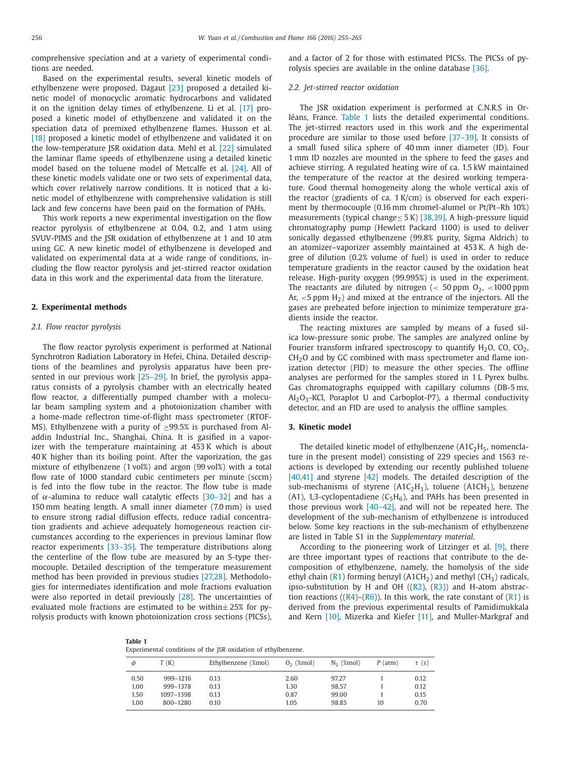comprehensive speciation and at a variety of experimental conditions are needed.

Based on the experimental results, several kinetic models of ethylbenzene were proposed. Dagaut [23] proposed a detailed kinetic model of monocyclic aromatic hydrocarbons and validated it on the ignition delay times of ethylbenzene. Li et al. [17] proposed a kinetic model of ethylbenzene and validated it on the speciation data of premixed ethylbenzene flames. Husson et al. [18] proposed a kinetic model of ethylbenzene and validated it on the low-temperature JSR oxidation data. Mehl et al. [22] simulated the laminar flame speeds of ethylbenzene using a detailed kinetic model based on the toluene model of Metcalfe et al. [24]. All of these kinetic models validate one or two sets of experimental data, which cover relatively narrow conditions. It is noticed that a kinetic model of ethylbenzene with comprehensive validation is still lack and few concerns have been paid on the formation of PAHs.

This work reports a new experimental investigation on the flow reactor pyrolysis of ethylbenzene at 0.04, 0.2, and 1 atm using SVUV-PIMS and the JSR oxidation of ethylbenzene at 1 and 10 atm using GC. A new kinetic model of ethylbenzene is developed and validated on experimental data at a wide range of conditions, including the flow reactor pyrolysis and jet-stirred reactor oxidation data in this work and the experimental data from the literature.

## 2. Experimental methods

### 2.1. Flow reactor pyrolysis

The flow reactor pyrolysis experiment is performed at National Synchrotron Radiation Laboratory in Hefei, China. Detailed descriptions of the beamlines and pyrolysis apparatus have been presented in our previous work [25–29]. In brief, the pyrolysis apparatus consists of a pyrolysis chamber with an electrically heated flow reactor, a differentially pumped chamber with a molecular beam sampling system and a photoionization chamber with a home-made reflectron time-of-flight mass spectrometer (RTOF-MS). Ethylbenzene with a purity of ≥99.5% is purchased from Aladdin Industrial Inc., Shanghai, China. It is gasified in a vaporizer with the temperature maintaining at 453 K which is about 40 K higher than its boiling point. After the vaporization, the gas mixture of ethylbenzene (1 vol%) and argon (99 vol%) with a total flow rate of 1000 standard cubic centimeters per minute (sccm) is fed into the flow tube in the reactor. The flow tube is made of $\alpha$-alumina to reduce wall catalytic effects [30–32] and has a 150 mm heating length. A small inner diameter (7.0 mm) is used to ensure strong radial diffusion effects, reduce radial concentration gradients and achieve adequately homogeneous reaction circumstances according to the experiences in previous laminar flow reactor experiments [33–35]. The temperature distributions along the centerline of the flow tube are measured by an S-type thermocouple. Detailed description of the temperature measurement method has been provided in previous studies [27,28]. Methodologies for intermediates identification and mole fractions evaluation were also reported in detail previously [28]. The uncertainties of evaluated mole fractions are estimated to be within ± 25% for pyrolysis products with known photoionization cross sections (PICSs), and a factor of 2 for those with estimated PICSs. The PICSs of pyrolysis species are available in the online database [36].

### 2.2. Jet-stirred reactor oxidation

The JSR oxidation experiment is performed at C.N.R.S in Orléans, France. Table 1 lists the detailed experimental conditions. The jet-stirred reactors used in this work and the experimental procedure are similar to those used before [37–39]. It consists of a small fused silica sphere of 40 mm inner diameter (ID). Four 1 mm ID nozzles are mounted in the sphere to feed the gases and achieve stirring. A regulated heating wire of ca. 1.5 kW maintained the temperature of the reactor at the desired working temperature. Good thermal homogeneity along the whole vertical axis of the reactor (gradients of ca. 1 K/cm) is observed for each experiment by thermocouple (0.16 mm chromel-alumel or Pt/Pt–Rh 10%) measurements (typical change ≤ 5 K) [38,39]. A high-pressure liquid chromatography pump (Hewlett Packard 1100) is used to deliver sonically degassed ethylbenzene (99.8% purity, Sigma Aldrich) to an atomizer–vaporizer assembly maintained at 453 K. A high degree of dilution (0.2% volume of fuel) is used in order to reduce temperature gradients in the reactor caused by the oxidation heat release. High-purity oxygen (99.995%) is used in the experiment. The reactants are diluted by nitrogen (< 50 ppm $O_2$, <1000 ppm Ar, <5 ppm $H_2$) and mixed at the entrance of the injectors. All the gases are preheated before injection to minimize temperature gradients inside the reactor.

The reacting mixtures are sampled by means of a fused silica low-pressure sonic probe. The samples are analyzed online by Fourier transform infrared spectroscopy to quantify $H_2O$, CO, $CO_2$, $CH_2O$ and by GC combined with mass spectrometer and flame ionization detector (FID) to measure the other species. The offline analyses are performed for the samples stored in 1 L Pyrex bulbs. Gas chromatographs equipped with capillary columns (DB-5 ms, $Al_2O_3$-KCl, Poraplot U and Carboplot-P7), a thermal conductivity detector, and an FID are used to analysis the offline samples.

## 3. Kinetic model

The detailed kinetic model of ethylbenzene ($A1C_2H_5$, nomenclature in the present model) consisting of 229 species and 1563 reactions is developed by extending our recently published toluene [40,41] and styrene [42] models. The detailed description of the sub-mechanisms of styrene ($A1C_2H_3$), toluene ($A1CH_3$), benzene (A1), 1,3-cyclopentadiene ($C_5H_6$), and PAHs has been presented in those previous work [40–42], and will not be repeated here. The development of the sub-mechanism of ethylbenzene is introduced below. Some key reactions in the sub-mechanism of ethylbenzene are listed in Table S1 in the *Supplementary material*.

According to the pioneering work of Litzinger et al. [9], there are three important types of reactions that contribute to the decomposition of ethylbenzene, namely, the homolysis of the side ethyl chain (R1) forming benzyl ($A1CH_2$) and methyl ($CH_3$) radicals, ipso-substitution by H and OH ((R2), (R3)) and H-atom abstraction reactions ((R4)–(R6)). In this work, the rate constant of (R1) is derived from the previous experimental results of Pamidimukkala and Kern [10], Mizerka and Kiefer [11], and Muller-Markgraf and

**Table 1**
Experimental conditions of the JSR oxidation of ethylbenzene.

| $\phi$ | $T$ (K) | Ethylbenzene (%mol) | $O_2$ (%mol) | $N_2$ (%mol) | $P$ (atm) | $\tau$ (s) |
|---|---|---|---|---|---|---|
| 0.50 | 999–1216 | 0.13 | 2.60 | 97.27 | 1 | 0.12 |
| 1.00 | 999–1378 | 0.13 | 1.30 | 98.57 | 1 | 0.12 |
| 1.50 | 1097–1398 | 0.13 | 0.87 | 99.00 | 1 | 0.15 |
| 1.00 | 800–1280 | 0.10 | 1.05 | 98.85 | 10 | 0.70 |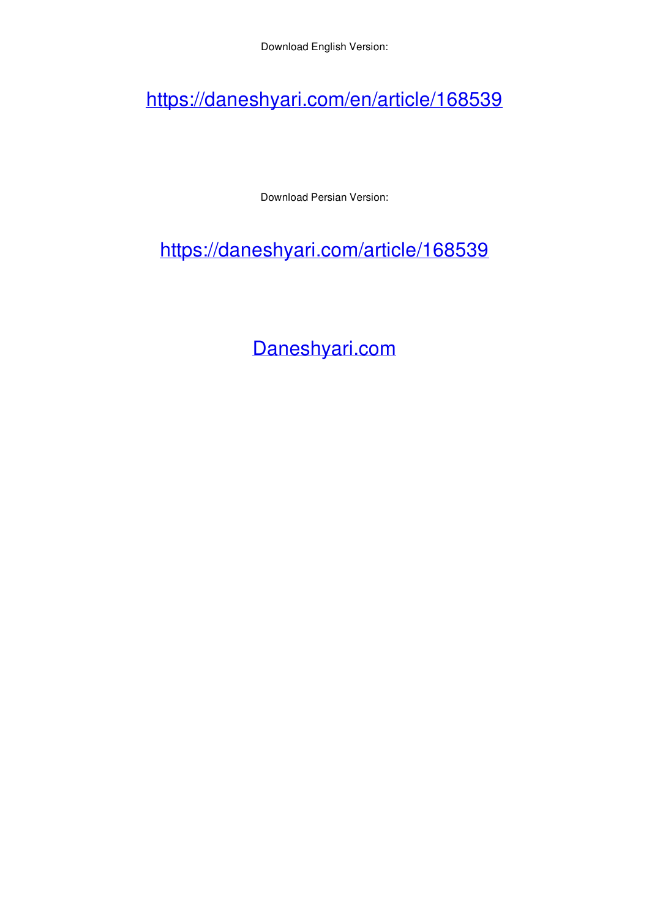Download English Version:

https://daneshyari.com/en/article/168539

Download Persian Version:

https://daneshyari.com/article/168539

Daneshyari.com